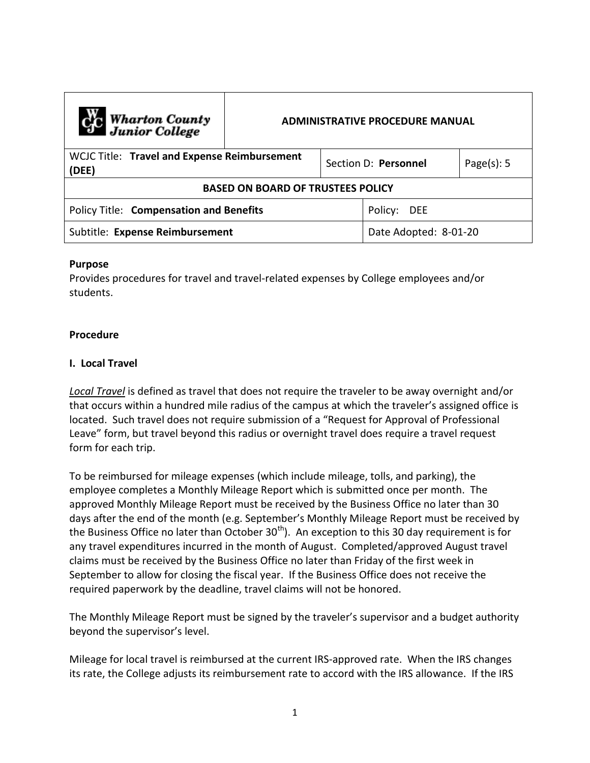| Wharton County Junior College | ADMINISTRATIVE PROCEDURE MANUAL | | |
|---|---|---|---|
| WCJC Title: **Travel and Expense Reimbursement (DEE)** | Section D: **Personnel** | | Page(s): 5 |
| **BASED ON BOARD OF TRUSTEES POLICY** | | | |
| Policy Title: **Compensation and Benefits** | | Policy: DEE | |
| Subtitle: **Expense Reimbursement** | | Date Adopted: 8-01-20 | |

**Purpose**

Provides procedures for travel and travel-related expenses by College employees and/or students.

**Procedure**

**I. Local Travel**

***Local Travel*** is defined as travel that does not require the traveler to be away overnight and/or that occurs within a hundred mile radius of the campus at which the traveler's assigned office is located. Such travel does not require submission of a "Request for Approval of Professional Leave" form, but travel beyond this radius or overnight travel does require a travel request form for each trip.

To be reimbursed for mileage expenses (which include mileage, tolls, and parking), the employee completes a Monthly Mileage Report which is submitted once per month. The approved Monthly Mileage Report must be received by the Business Office no later than 30 days after the end of the month (e.g. September's Monthly Mileage Report must be received by the Business Office no later than October 30th). An exception to this 30 day requirement is for any travel expenditures incurred in the month of August. Completed/approved August travel claims must be received by the Business Office no later than Friday of the first week in September to allow for closing the fiscal year. If the Business Office does not receive the required paperwork by the deadline, travel claims will not be honored.

The Monthly Mileage Report must be signed by the traveler's supervisor and a budget authority beyond the supervisor's level.

Mileage for local travel is reimbursed at the current IRS-approved rate. When the IRS changes its rate, the College adjusts its reimbursement rate to accord with the IRS allowance. If the IRS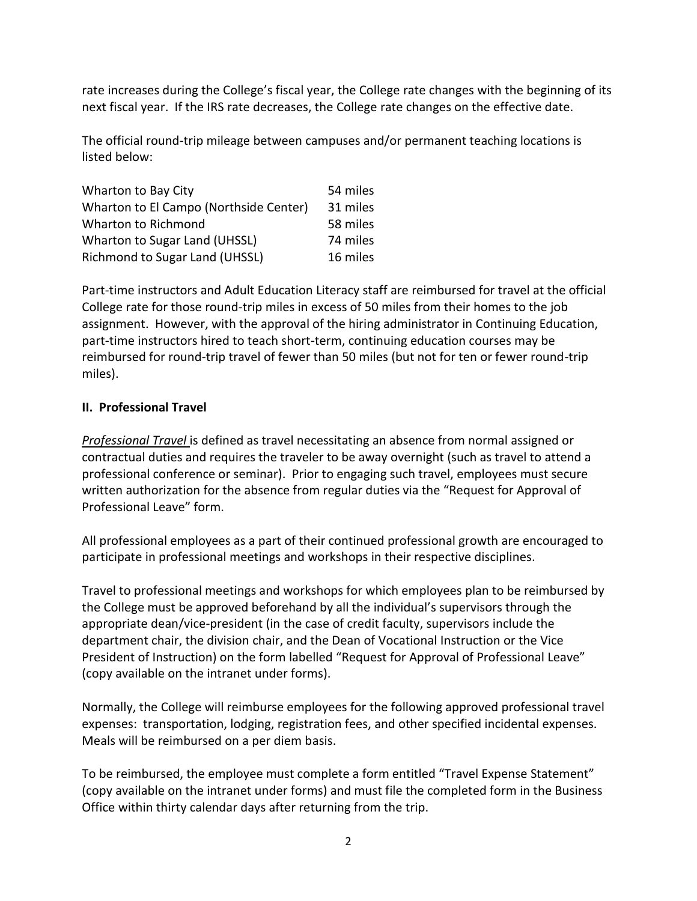rate increases during the College's fiscal year, the College rate changes with the beginning of its next fiscal year. If the IRS rate decreases, the College rate changes on the effective date.

The official round-trip mileage between campuses and/or permanent teaching locations is listed below:

| | |
|---|---|
| Wharton to Bay City | 54 miles |
| Wharton to El Campo (Northside Center) | 31 miles |
| Wharton to Richmond | 58 miles |
| Wharton to Sugar Land (UHSSL) | 74 miles |
| Richmond to Sugar Land (UHSSL) | 16 miles |

Part-time instructors and Adult Education Literacy staff are reimbursed for travel at the official College rate for those round-trip miles in excess of 50 miles from their homes to the job assignment. However, with the approval of the hiring administrator in Continuing Education, part-time instructors hired to teach short-term, continuing education courses may be reimbursed for round-trip travel of fewer than 50 miles (but not for ten or fewer round-trip miles).

## II. Professional Travel

***Professional Travel*** is defined as travel necessitating an absence from normal assigned or contractual duties and requires the traveler to be away overnight (such as travel to attend a professional conference or seminar). Prior to engaging such travel, employees must secure written authorization for the absence from regular duties via the "Request for Approval of Professional Leave" form.

All professional employees as a part of their continued professional growth are encouraged to participate in professional meetings and workshops in their respective disciplines.

Travel to professional meetings and workshops for which employees plan to be reimbursed by the College must be approved beforehand by all the individual's supervisors through the appropriate dean/vice-president (in the case of credit faculty, supervisors include the department chair, the division chair, and the Dean of Vocational Instruction or the Vice President of Instruction) on the form labelled "Request for Approval of Professional Leave" (copy available on the intranet under forms).

Normally, the College will reimburse employees for the following approved professional travel expenses: transportation, lodging, registration fees, and other specified incidental expenses. Meals will be reimbursed on a per diem basis.

To be reimbursed, the employee must complete a form entitled "Travel Expense Statement" (copy available on the intranet under forms) and must file the completed form in the Business Office within thirty calendar days after returning from the trip.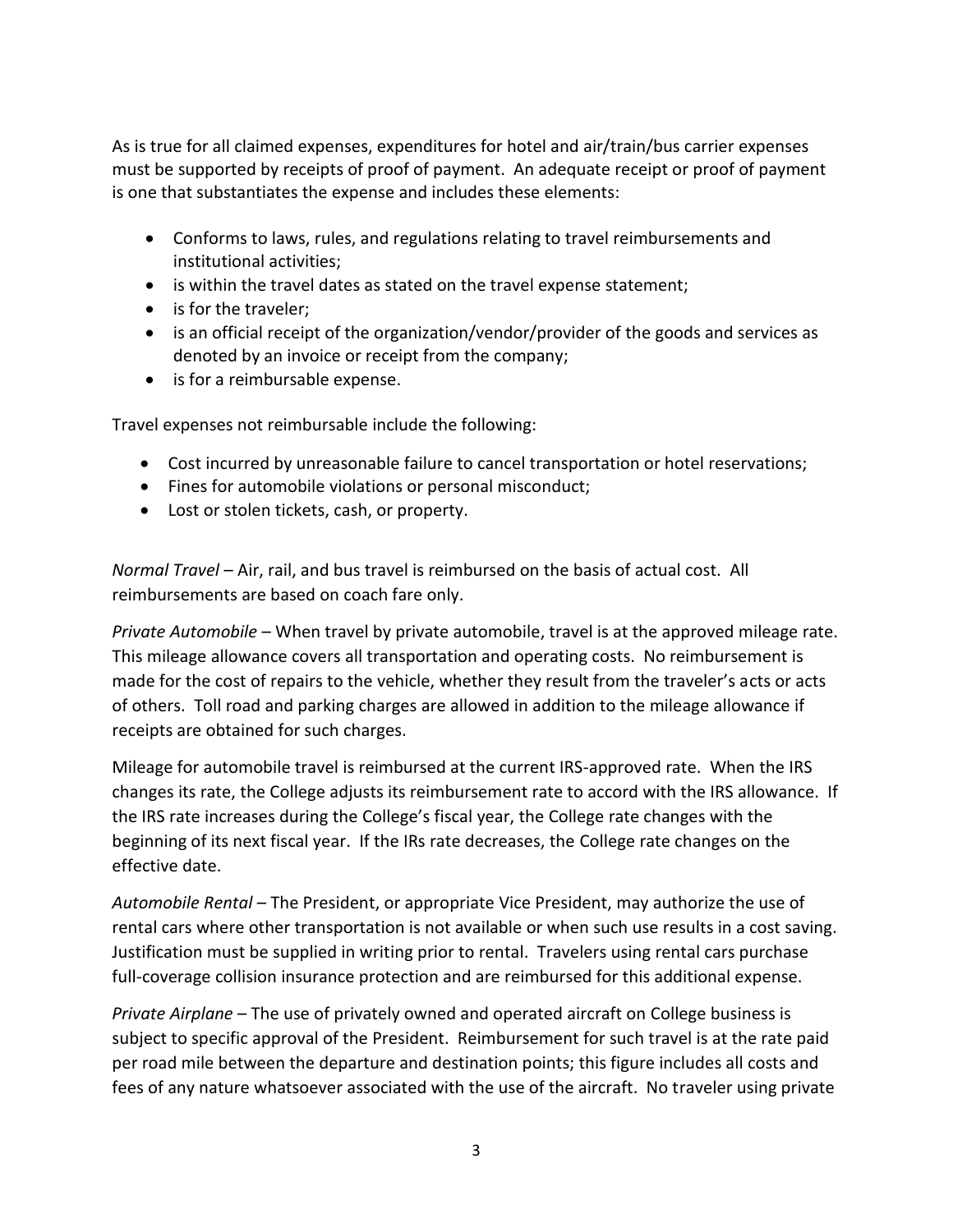As is true for all claimed expenses, expenditures for hotel and air/train/bus carrier expenses must be supported by receipts of proof of payment. An adequate receipt or proof of payment is one that substantiates the expense and includes these elements:

- Conforms to laws, rules, and regulations relating to travel reimbursements and institutional activities;
- is within the travel dates as stated on the travel expense statement;
- is for the traveler;
- is an official receipt of the organization/vendor/provider of the goods and services as denoted by an invoice or receipt from the company;
- is for a reimbursable expense.

Travel expenses not reimbursable include the following:

- Cost incurred by unreasonable failure to cancel transportation or hotel reservations;
- Fines for automobile violations or personal misconduct;
- Lost or stolen tickets, cash, or property.

*Normal Travel* – Air, rail, and bus travel is reimbursed on the basis of actual cost. All reimbursements are based on coach fare only.

*Private Automobile* – When travel by private automobile, travel is at the approved mileage rate. This mileage allowance covers all transportation and operating costs. No reimbursement is made for the cost of repairs to the vehicle, whether they result from the traveler's acts or acts of others. Toll road and parking charges are allowed in addition to the mileage allowance if receipts are obtained for such charges.

Mileage for automobile travel is reimbursed at the current IRS-approved rate. When the IRS changes its rate, the College adjusts its reimbursement rate to accord with the IRS allowance. If the IRS rate increases during the College's fiscal year, the College rate changes with the beginning of its next fiscal year. If the IRs rate decreases, the College rate changes on the effective date.

*Automobile Rental* – The President, or appropriate Vice President, may authorize the use of rental cars where other transportation is not available or when such use results in a cost saving. Justification must be supplied in writing prior to rental. Travelers using rental cars purchase full-coverage collision insurance protection and are reimbursed for this additional expense.

*Private Airplane* – The use of privately owned and operated aircraft on College business is subject to specific approval of the President. Reimbursement for such travel is at the rate paid per road mile between the departure and destination points; this figure includes all costs and fees of any nature whatsoever associated with the use of the aircraft. No traveler using private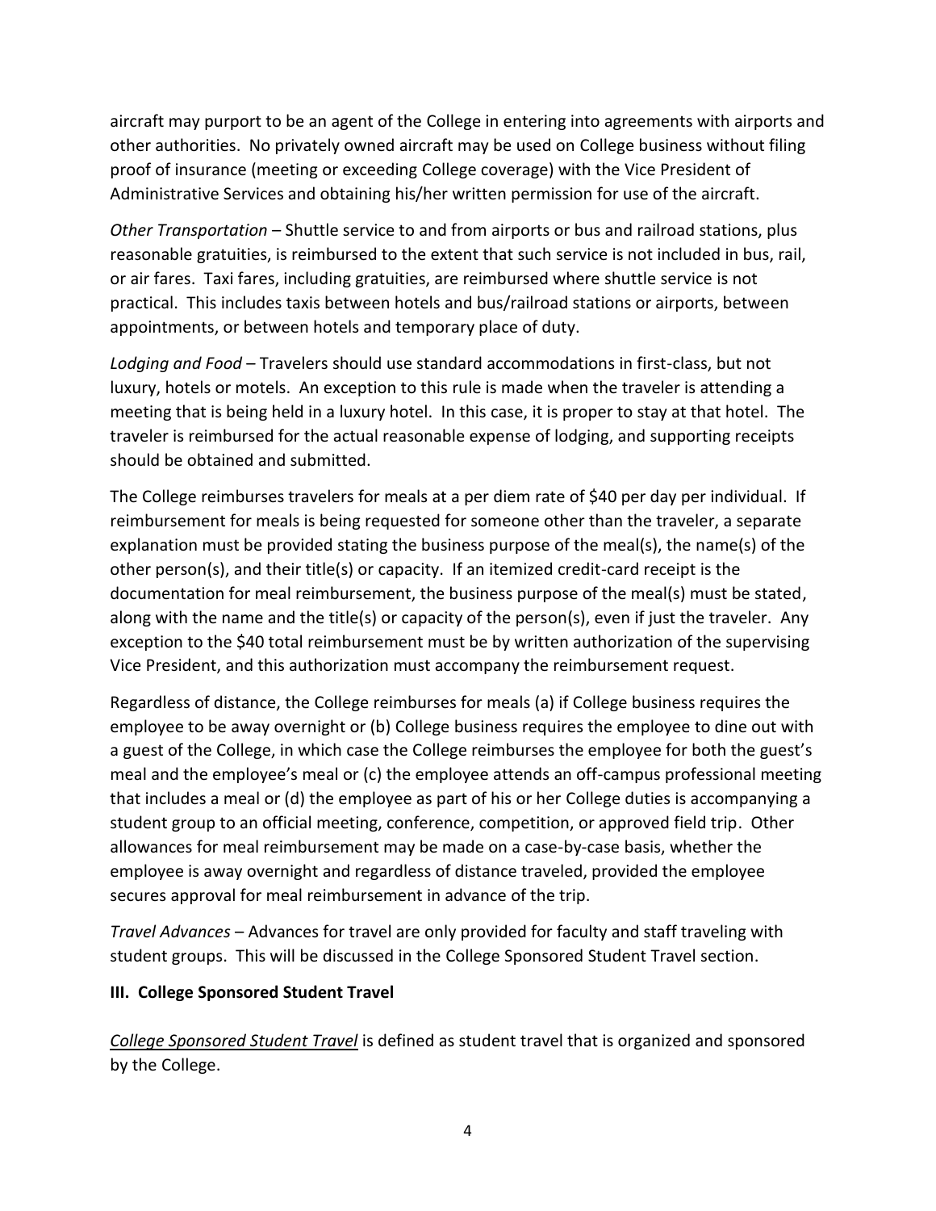aircraft may purport to be an agent of the College in entering into agreements with airports and other authorities. No privately owned aircraft may be used on College business without filing proof of insurance (meeting or exceeding College coverage) with the Vice President of Administrative Services and obtaining his/her written permission for use of the aircraft.

*Other Transportation* – Shuttle service to and from airports or bus and railroad stations, plus reasonable gratuities, is reimbursed to the extent that such service is not included in bus, rail, or air fares. Taxi fares, including gratuities, are reimbursed where shuttle service is not practical. This includes taxis between hotels and bus/railroad stations or airports, between appointments, or between hotels and temporary place of duty.

*Lodging and Food* – Travelers should use standard accommodations in first-class, but not luxury, hotels or motels. An exception to this rule is made when the traveler is attending a meeting that is being held in a luxury hotel. In this case, it is proper to stay at that hotel. The traveler is reimbursed for the actual reasonable expense of lodging, and supporting receipts should be obtained and submitted.

The College reimburses travelers for meals at a per diem rate of $40 per day per individual. If reimbursement for meals is being requested for someone other than the traveler, a separate explanation must be provided stating the business purpose of the meal(s), the name(s) of the other person(s), and their title(s) or capacity. If an itemized credit-card receipt is the documentation for meal reimbursement, the business purpose of the meal(s) must be stated, along with the name and the title(s) or capacity of the person(s), even if just the traveler. Any exception to the $40 total reimbursement must be by written authorization of the supervising Vice President, and this authorization must accompany the reimbursement request.

Regardless of distance, the College reimburses for meals (a) if College business requires the employee to be away overnight or (b) College business requires the employee to dine out with a guest of the College, in which case the College reimburses the employee for both the guest's meal and the employee's meal or (c) the employee attends an off-campus professional meeting that includes a meal or (d) the employee as part of his or her College duties is accompanying a student group to an official meeting, conference, competition, or approved field trip. Other allowances for meal reimbursement may be made on a case-by-case basis, whether the employee is away overnight and regardless of distance traveled, provided the employee secures approval for meal reimbursement in advance of the trip.

*Travel Advances* – Advances for travel are only provided for faculty and staff traveling with student groups. This will be discussed in the College Sponsored Student Travel section.

## III. College Sponsored Student Travel

*College Sponsored Student Travel* is defined as student travel that is organized and sponsored by the College.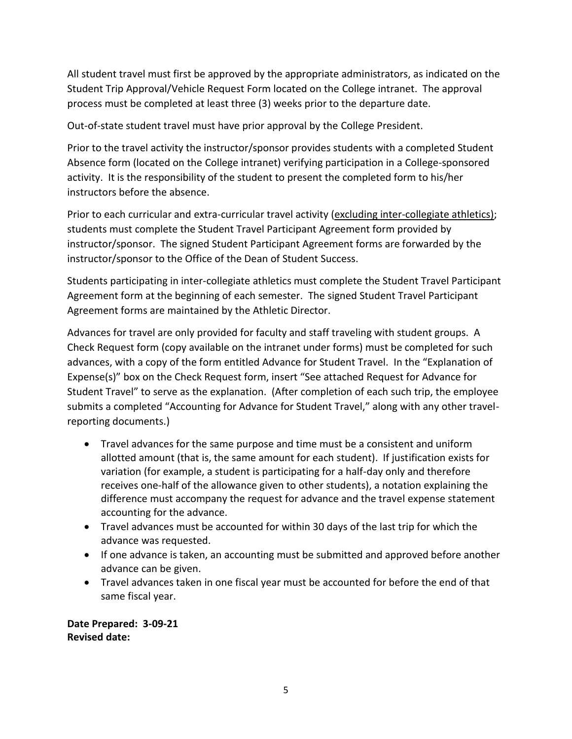All student travel must first be approved by the appropriate administrators, as indicated on the Student Trip Approval/Vehicle Request Form located on the College intranet. The approval process must be completed at least three (3) weeks prior to the departure date.

Out-of-state student travel must have prior approval by the College President.

Prior to the travel activity the instructor/sponsor provides students with a completed Student Absence form (located on the College intranet) verifying participation in a College-sponsored activity. It is the responsibility of the student to present the completed form to his/her instructors before the absence.

Prior to each curricular and extra-curricular travel activity <u>(excluding inter-collegiate athletics)</u>; students must complete the Student Travel Participant Agreement form provided by instructor/sponsor. The signed Student Participant Agreement forms are forwarded by the instructor/sponsor to the Office of the Dean of Student Success.

Students participating in inter-collegiate athletics must complete the Student Travel Participant Agreement form at the beginning of each semester. The signed Student Travel Participant Agreement forms are maintained by the Athletic Director.

Advances for travel are only provided for faculty and staff traveling with student groups. A Check Request form (copy available on the intranet under forms) must be completed for such advances, with a copy of the form entitled Advance for Student Travel. In the "Explanation of Expense(s)" box on the Check Request form, insert "See attached Request for Advance for Student Travel" to serve as the explanation. (After completion of each such trip, the employee submits a completed "Accounting for Advance for Student Travel," along with any other travel-reporting documents.)

- Travel advances for the same purpose and time must be a consistent and uniform allotted amount (that is, the same amount for each student). If justification exists for variation (for example, a student is participating for a half-day only and therefore receives one-half of the allowance given to other students), a notation explaining the difference must accompany the request for advance and the travel expense statement accounting for the advance.
- Travel advances must be accounted for within 30 days of the last trip for which the advance was requested.
- If one advance is taken, an accounting must be submitted and approved before another advance can be given.
- Travel advances taken in one fiscal year must be accounted for before the end of that same fiscal year.

**Date Prepared: 3-09-21**
**Revised date:**